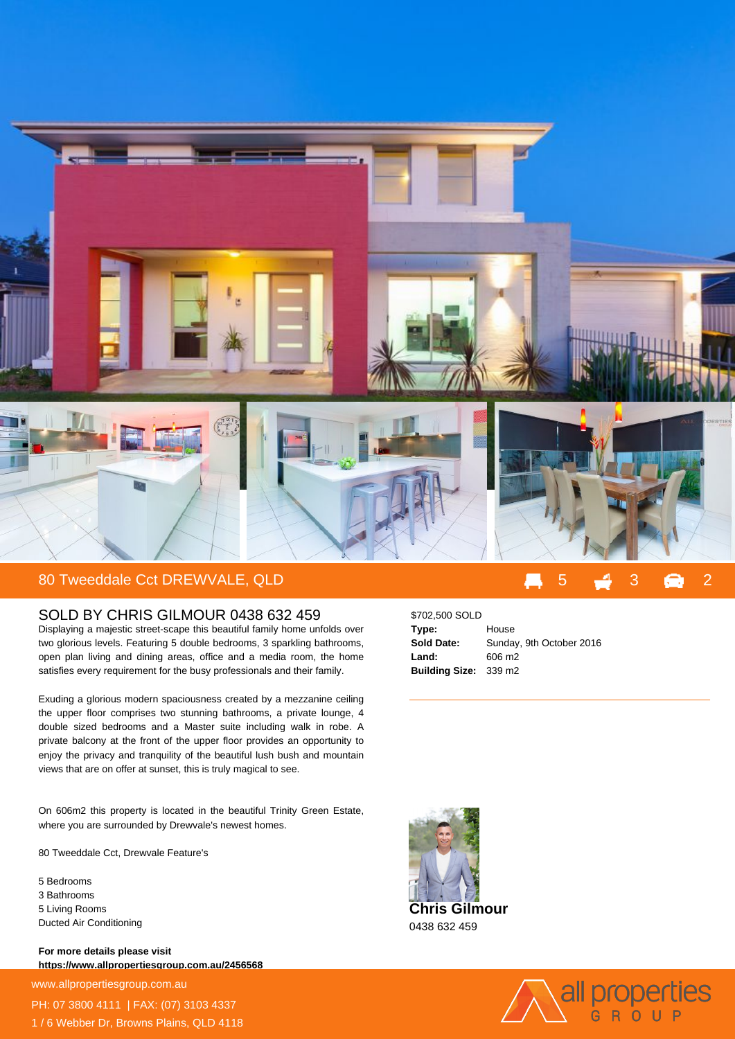# 80 Tweeddale Cct DREWVALE, QLD

5 | 3 | 2

## SOLD BY CHRIS GILMOUR 0438 632 459

Displaying a majestic street-scape this beautiful family home unfolds over two glorious levels. Featuring 5 double bedrooms, 3 sparkling bathrooms, open plan living and dining areas, office and a media room, the home satisfies every requirement for the busy professionals and their family.

Exuding a glorious modern spaciousness created by a mezzanine ceiling the upper floor comprises two stunning bathrooms, a private lounge, 4 double sized bedrooms and a Master suite including walk in robe. A private balcony at the front of the upper floor provides an opportunity to enjoy the privacy and tranquility of the beautiful lush bush and mountain views that are on offer at sunset, this is truly magical to see.

On 606m2 this property is located in the beautiful Trinity Green Estate, where you are surrounded by Drewvale's newest homes.

80 Tweeddale Cct, Drewvale Feature's

5 Bedrooms
3 Bathrooms
5 Living Rooms
Ducted Air Conditioning

**For more details please visit**
**https://www.allpropertiesgroup.com.au/2456568**

$702,500 SOLD

| | |
|---|---|
| **Type:** | House |
| **Sold Date:** | Sunday, 9th October 2016 |
| **Land:** | 606 m2 |
| **Building Size:** | 339 m2 |

**Chris Gilmour**
0438 632 459

www.allpropertiesgroup.com.au
PH: 07 3800 4111 | FAX: (07) 3103 4337
1 / 6 Webber Dr, Browns Plains, QLD 4118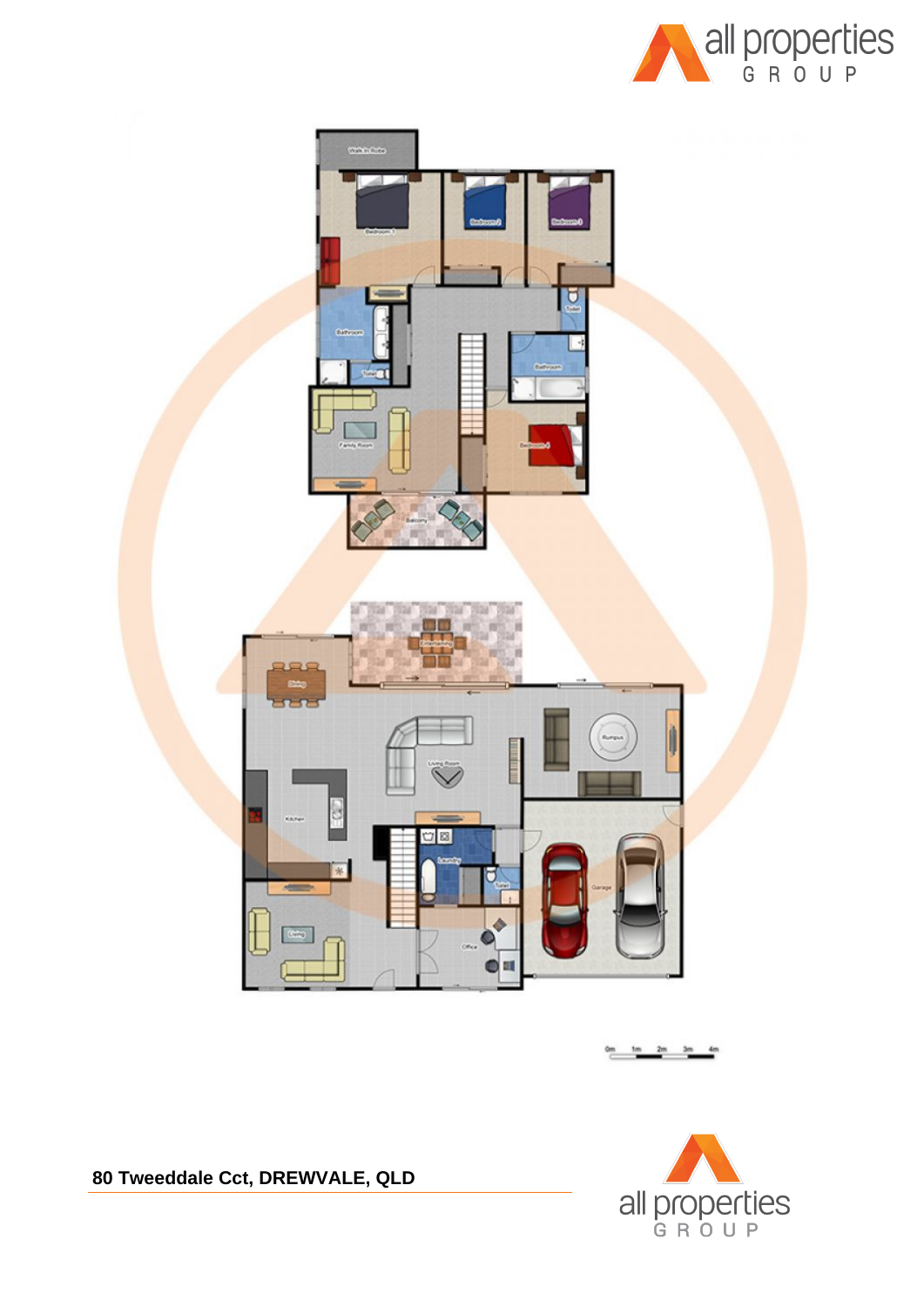80 Tweeddale Cct, DREWVALE, QLD